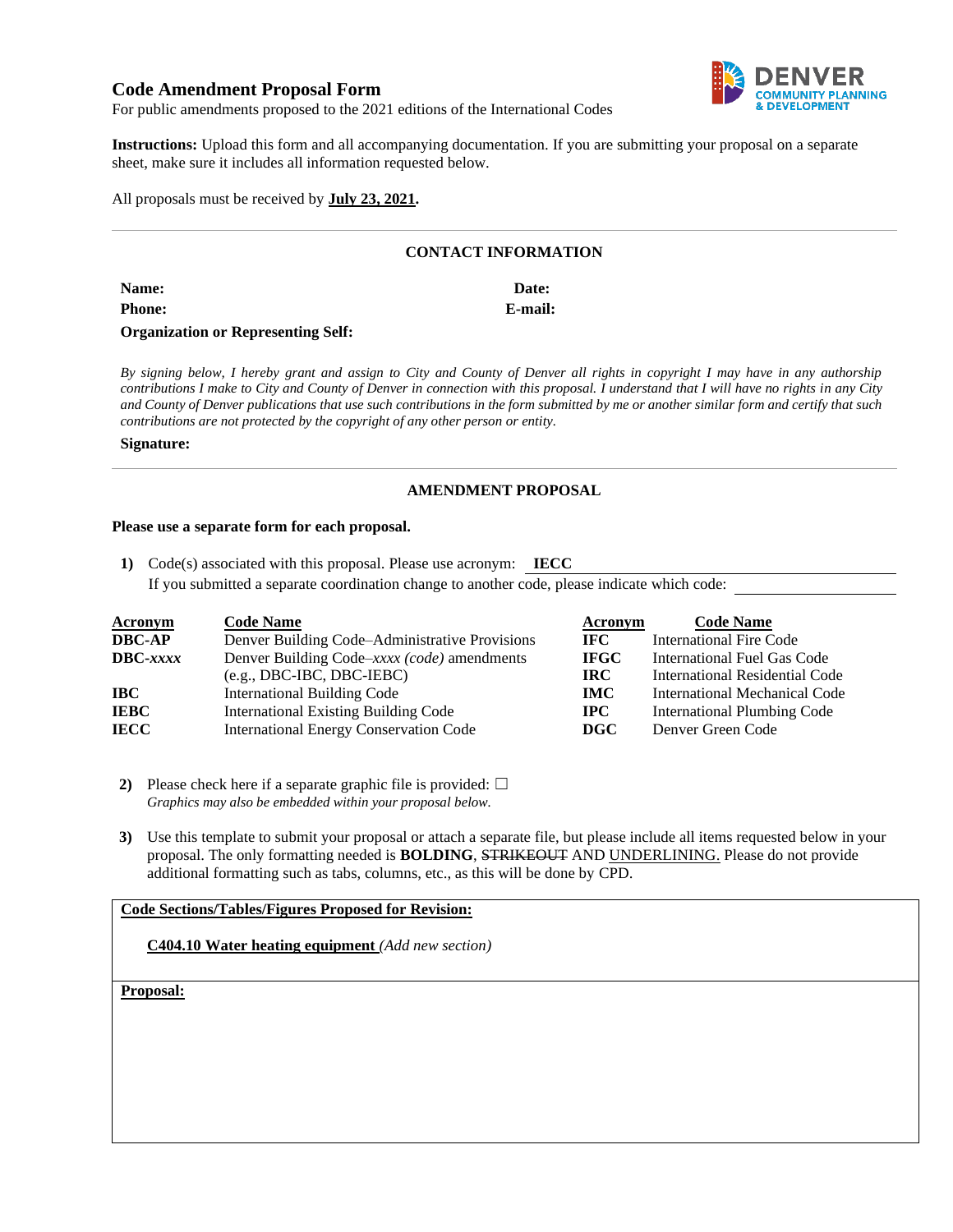## Code Amendment Proposal Form

For public amendments proposed to the 2021 editions of the International Codes

DENVER COMMUNITY PLANNING & DEVELOPMENT

**Instructions:** Upload this form and all accompanying documentation. If you are submitting your proposal on a separate sheet, make sure it includes all information requested below.

All proposals must be received by **July 23, 2021.**

---

### CONTACT INFORMATION

**Name:** **Date:**

**Phone:** **E-mail:**

**Organization or Representing Self:**

*By signing below, I hereby grant and assign to City and County of Denver all rights in copyright I may have in any authorship contributions I make to City and County of Denver in connection with this proposal. I understand that I will have no rights in any City and County of Denver publications that use such contributions in the form submitted by me or another similar form and certify that such contributions are not protected by the copyright of any other person or entity.*

**Signature:**

---

### AMENDMENT PROPOSAL

**Please use a separate form for each proposal.**

**1)** Code(s) associated with this proposal. Please use acronym: **IECC**

If you submitted a separate coordination change to another code, please indicate which code:

| Acronym | Code Name | Acronym | Code Name |
|---|---|---|---|
| **DBC-AP** | Denver Building Code–Administrative Provisions | **IFC** | International Fire Code |
| **DBC-*xxxx*** | Denver Building Code–*xxxx (code)* amendments (e.g., DBC-IBC, DBC-IEBC) | **IFGC** | International Fuel Gas Code |
| | | **IRC** | International Residential Code |
| **IBC** | International Building Code | **IMC** | International Mechanical Code |
| **IEBC** | International Existing Building Code | **IPC** | International Plumbing Code |
| **IECC** | International Energy Conservation Code | **DGC** | Denver Green Code |

**2)** Please check here if a separate graphic file is provided: ☐

*Graphics may also be embedded within your proposal below.*

**3)** Use this template to submit your proposal or attach a separate file, but please include all items requested below in your proposal. The only formatting needed is **BOLDING**, ~~STRIKEOUT~~ AND UNDERLINING. Please do not provide additional formatting such as tabs, columns, etc., as this will be done by CPD.

**Code Sections/Tables/Figures Proposed for Revision:**

**C404.10 Water heating equipment** *(Add new section)*

**Proposal:**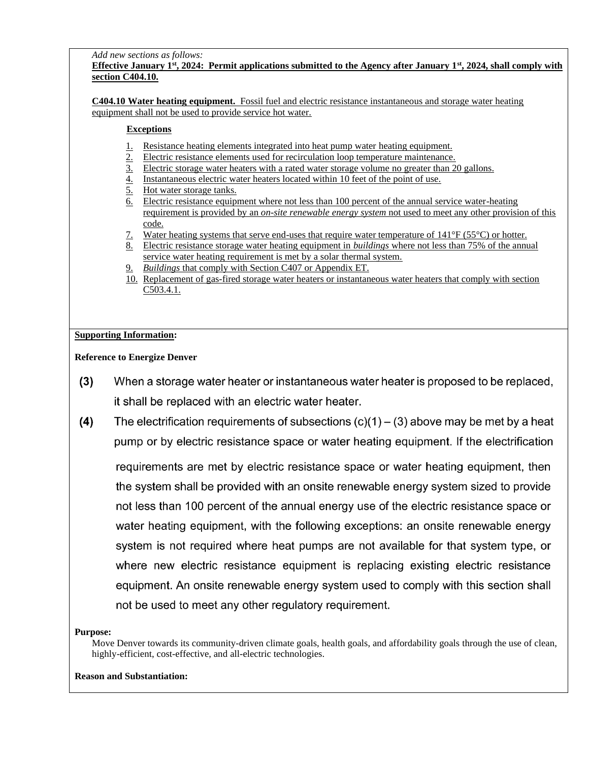*Add new sections as follows:*

**Effective January 1st, 2024: Permit applications submitted to the Agency after January 1st, 2024, shall comply with section C404.10.**

**C404.10 Water heating equipment.** Fossil fuel and electric resistance instantaneous and storage water heating equipment shall not be used to provide service hot water.

**Exceptions**

1. Resistance heating elements integrated into heat pump water heating equipment.
2. Electric resistance elements used for recirculation loop temperature maintenance.
3. Electric storage water heaters with a rated water storage volume no greater than 20 gallons.
4. Instantaneous electric water heaters located within 10 feet of the point of use.
5. Hot water storage tanks.
6. Electric resistance equipment where not less than 100 percent of the annual service water-heating requirement is provided by an *on-site renewable energy system* not used to meet any other provision of this code.
7. Water heating systems that serve end-uses that require water temperature of 141°F (55°C) or hotter.
8. Electric resistance storage water heating equipment in *buildings* where not less than 75% of the annual service water heating requirement is met by a solar thermal system.
9. *Buildings* that comply with Section C407 or Appendix ET.
10. Replacement of gas-fired storage water heaters or instantaneous water heaters that comply with section C503.4.1.

**Supporting Information:**

**Reference to Energize Denver**

**(3)** When a storage water heater or instantaneous water heater is proposed to be replaced, it shall be replaced with an electric water heater.

**(4)** The electrification requirements of subsections (c)(1) – (3) above may be met by a heat pump or by electric resistance space or water heating equipment. If the electrification requirements are met by electric resistance space or water heating equipment, then the system shall be provided with an onsite renewable energy system sized to provide not less than 100 percent of the annual energy use of the electric resistance space or water heating equipment, with the following exceptions: an onsite renewable energy system is not required where heat pumps are not available for that system type, or where new electric resistance equipment is replacing existing electric resistance equipment. An onsite renewable energy system used to comply with this section shall not be used to meet any other regulatory requirement.

**Purpose:**

Move Denver towards its community-driven climate goals, health goals, and affordability goals through the use of clean, highly-efficient, cost-effective, and all-electric technologies.

**Reason and Substantiation:**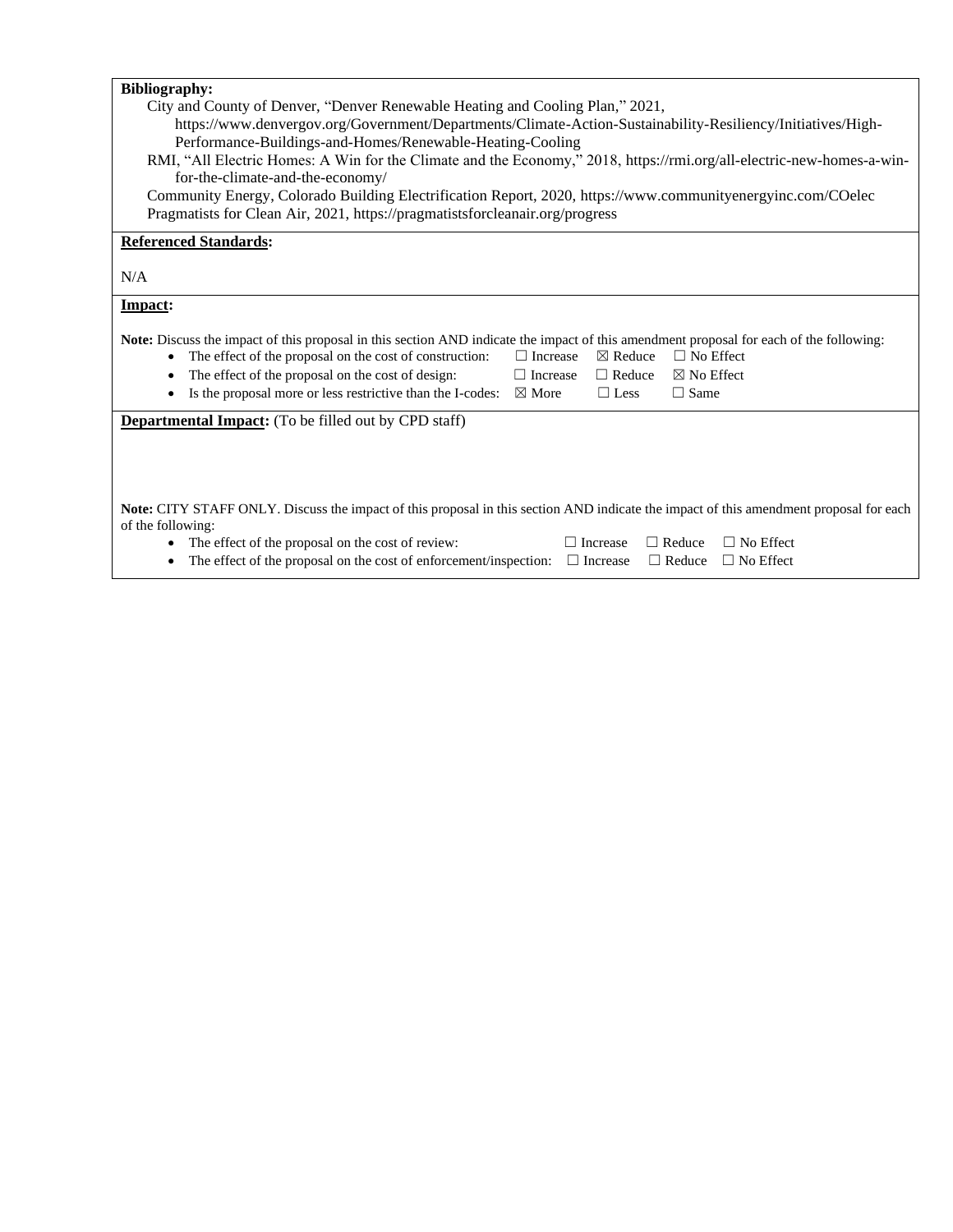**Bibliography:**

City and County of Denver, "Denver Renewable Heating and Cooling Plan," 2021, https://www.denvergov.org/Government/Departments/Climate-Action-Sustainability-Resiliency/Initiatives/High-Performance-Buildings-and-Homes/Renewable-Heating-Cooling

RMI, "All Electric Homes: A Win for the Climate and the Economy," 2018, https://rmi.org/all-electric-new-homes-a-win-for-the-climate-and-the-economy/

Community Energy, Colorado Building Electrification Report, 2020, https://www.communityenergyinc.com/COelec

Pragmatists for Clean Air, 2021, https://pragmatistsforcleanair.org/progress

**Referenced Standards:**

N/A

**Impact:**

**Note:** Discuss the impact of this proposal in this section AND indicate the impact of this amendment proposal for each of the following:

- The effect of the proposal on the cost of construction: ☐ Increase ☒ Reduce ☐ No Effect
- The effect of the proposal on the cost of design: ☐ Increase ☐ Reduce ☒ No Effect
- Is the proposal more or less restrictive than the I-codes: ☒ More ☐ Less ☐ Same

**Departmental Impact:** (To be filled out by CPD staff)

**Note:** CITY STAFF ONLY. Discuss the impact of this proposal in this section AND indicate the impact of this amendment proposal for each of the following:

- The effect of the proposal on the cost of review: ☐ Increase ☐ Reduce ☐ No Effect
- The effect of the proposal on the cost of enforcement/inspection: ☐ Increase ☐ Reduce ☐ No Effect